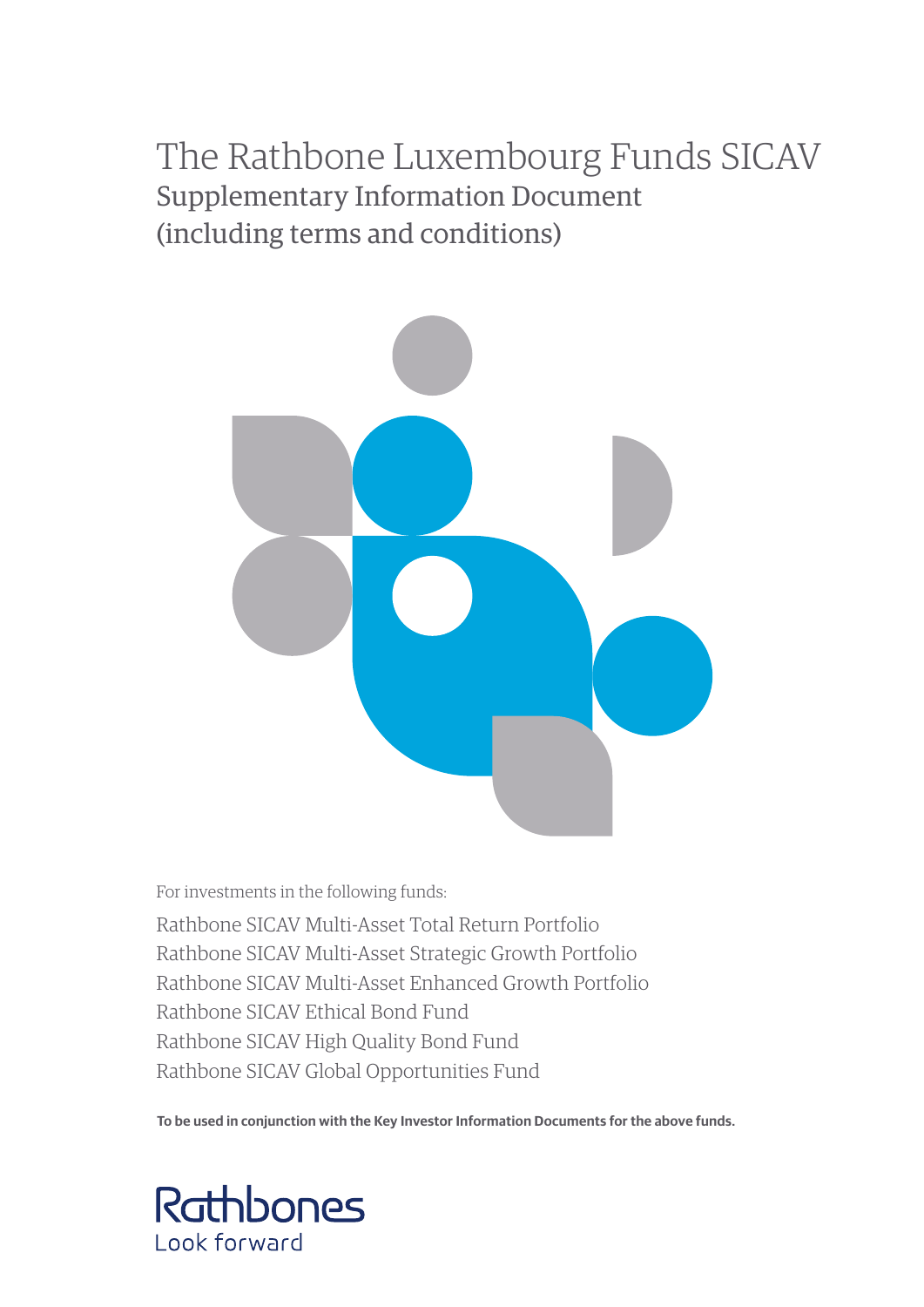# The Rathbone Luxembourg Funds SICAV

## Supplementary Information Document (including terms and conditions)

For investments in the following funds:

Rathbone SICAV Multi-Asset Total Return Portfolio
Rathbone SICAV Multi-Asset Strategic Growth Portfolio
Rathbone SICAV Multi-Asset Enhanced Growth Portfolio
Rathbone SICAV Ethical Bond Fund
Rathbone SICAV High Quality Bond Fund
Rathbone SICAV Global Opportunities Fund

**To be used in conjunction with the Key Investor Information Documents for the above funds.**

Rathbones
Look forward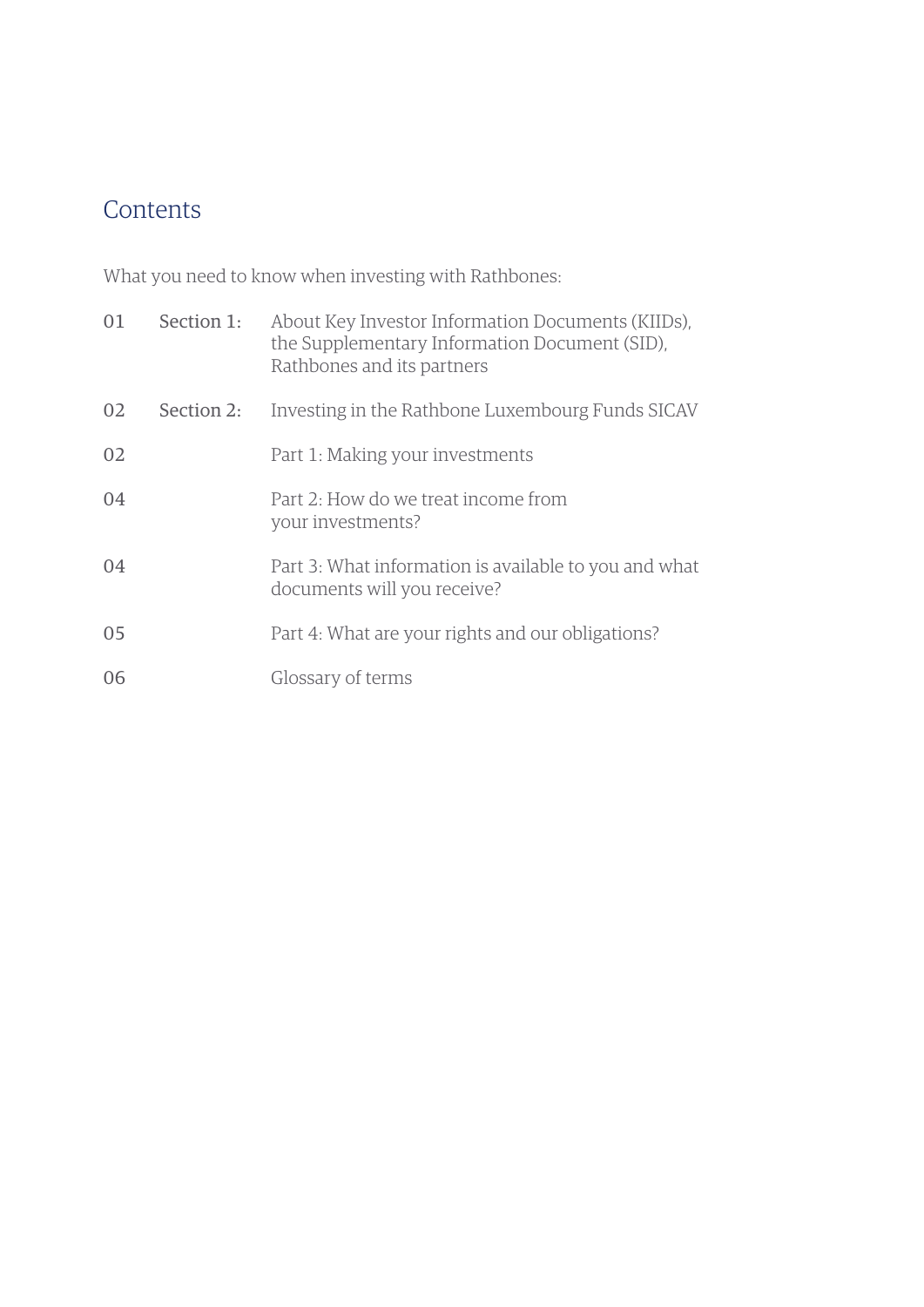# Contents

What you need to know when investing with Rathbones:

| | | |
|---|---|---|
| 01 | Section 1: | About Key Investor Information Documents (KIIDs), the Supplementary Information Document (SID), Rathbones and its partners |
| 02 | Section 2: | Investing in the Rathbone Luxembourg Funds SICAV |
| 02 | | Part 1: Making your investments |
| 04 | | Part 2: How do we treat income from your investments? |
| 04 | | Part 3: What information is available to you and what documents will you receive? |
| 05 | | Part 4: What are your rights and our obligations? |
| 06 | | Glossary of terms |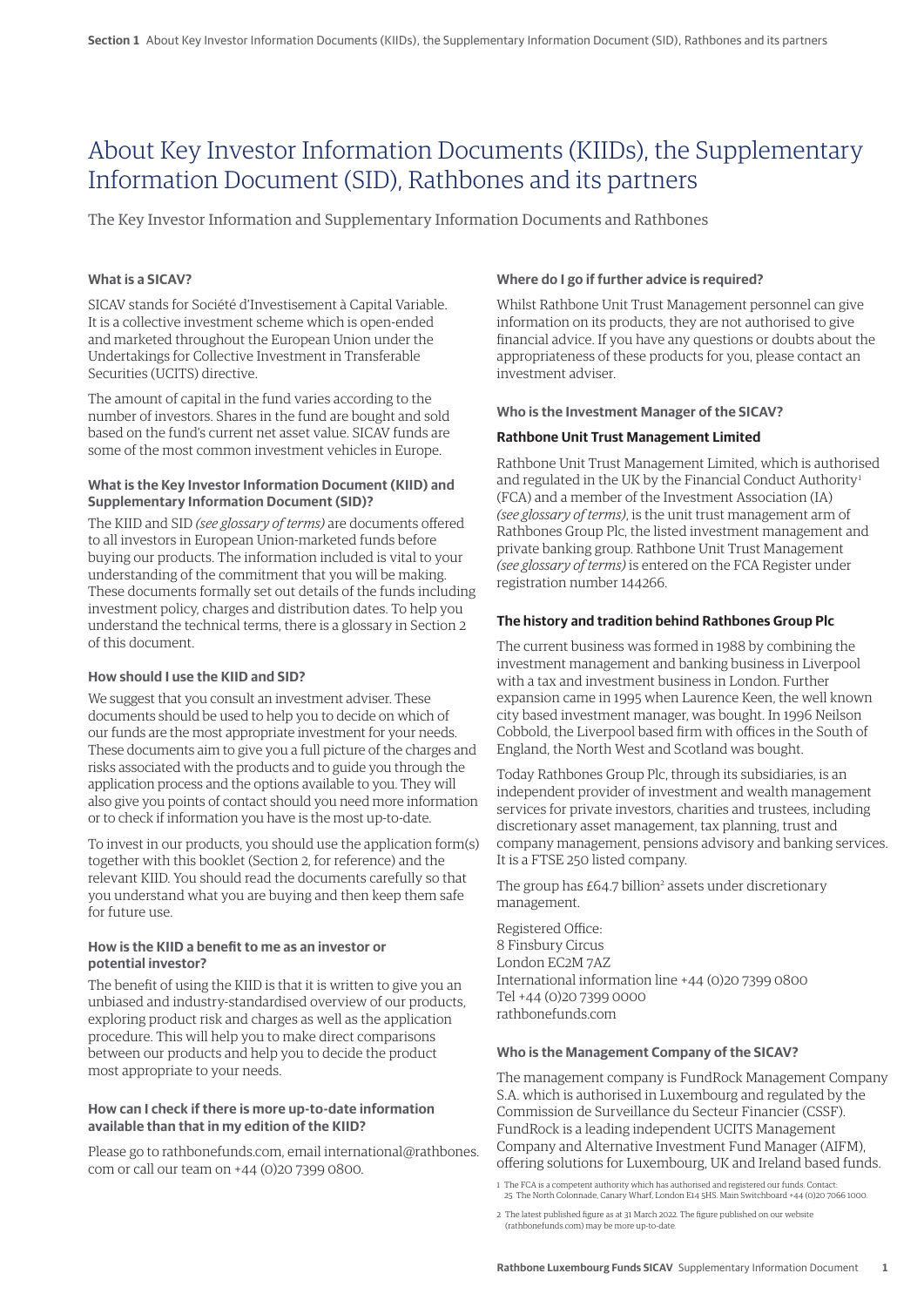# About Key Investor Information Documents (KIIDs), the Supplementary Information Document (SID), Rathbones and its partners

The Key Investor Information and Supplementary Information Documents and Rathbones

### What is a SICAV?

SICAV stands for Société d'Investisement à Capital Variable. It is a collective investment scheme which is open-ended and marketed throughout the European Union under the Undertakings for Collective Investment in Transferable Securities (UCITS) directive.

The amount of capital in the fund varies according to the number of investors. Shares in the fund are bought and sold based on the fund's current net asset value. SICAV funds are some of the most common investment vehicles in Europe.

### What is the Key Investor Information Document (KIID) and Supplementary Information Document (SID)?

The KIID and SID *(see glossary of terms)* are documents offered to all investors in European Union-marketed funds before buying our products. The information included is vital to your understanding of the commitment that you will be making. These documents formally set out details of the funds including investment policy, charges and distribution dates. To help you understand the technical terms, there is a glossary in Section 2 of this document.

### How should I use the KIID and SID?

We suggest that you consult an investment adviser. These documents should be used to help you to decide on which of our funds are the most appropriate investment for your needs. These documents aim to give you a full picture of the charges and risks associated with the products and to guide you through the application process and the options available to you. They will also give you points of contact should you need more information or to check if information you have is the most up-to-date.

To invest in our products, you should use the application form(s) together with this booklet (Section 2, for reference) and the relevant KIID. You should read the documents carefully so that you understand what you are buying and then keep them safe for future use.

### How is the KIID a benefit to me as an investor or potential investor?

The benefit of using the KIID is that it is written to give you an unbiased and industry-standardised overview of our products, exploring product risk and charges as well as the application procedure. This will help you to make direct comparisons between our products and help you to decide the product most appropriate to your needs.

### How can I check if there is more up-to-date information available than that in my edition of the KIID?

Please go to rathbonefunds.com, email international@rathbones.com or call our team on +44 (0)20 7399 0800.

### Where do I go if further advice is required?

Whilst Rathbone Unit Trust Management personnel can give information on its products, they are not authorised to give financial advice. If you have any questions or doubts about the appropriateness of these products for you, please contact an investment adviser.

### Who is the Investment Manager of the SICAV?

**Rathbone Unit Trust Management Limited**

Rathbone Unit Trust Management Limited, which is authorised and regulated in the UK by the Financial Conduct Authority[1] (FCA) and a member of the Investment Association (IA) *(see glossary of terms)*, is the unit trust management arm of Rathbones Group Plc, the listed investment management and private banking group. Rathbone Unit Trust Management *(see glossary of terms)* is entered on the FCA Register under registration number 144266.

### The history and tradition behind Rathbones Group Plc

The current business was formed in 1988 by combining the investment management and banking business in Liverpool with a tax and investment business in London. Further expansion came in 1995 when Laurence Keen, the well known city based investment manager, was bought. In 1996 Neilson Cobbold, the Liverpool based firm with offices in the South of England, the North West and Scotland was bought.

Today Rathbones Group Plc, through its subsidiaries, is an independent provider of investment and wealth management services for private investors, charities and trustees, including discretionary asset management, tax planning, trust and company management, pensions advisory and banking services. It is a FTSE 250 listed company.

The group has £64.7 billion[2] assets under discretionary management.

Registered Office:
8 Finsbury Circus
London EC2M 7AZ
International information line +44 (0)20 7399 0800
Tel +44 (0)20 7399 0000
rathbonefunds.com

### Who is the Management Company of the SICAV?

The management company is FundRock Management Company S.A. which is authorised in Luxembourg and regulated by the Commission de Surveillance du Secteur Financier (CSSF). FundRock is a leading independent UCITS Management Company and Alternative Investment Fund Manager (AIFM), offering solutions for Luxembourg, UK and Ireland based funds.

1 The FCA is a competent authority which has authorised and registered our funds. Contact: 25 The North Colonnade, Canary Wharf, London E14 5HS. Main Switchboard +44 (0)20 7066 1000.

2 The latest published figure as at 31 March 2022. The figure published on our website (rathbonefunds.com) may be more up-to-date.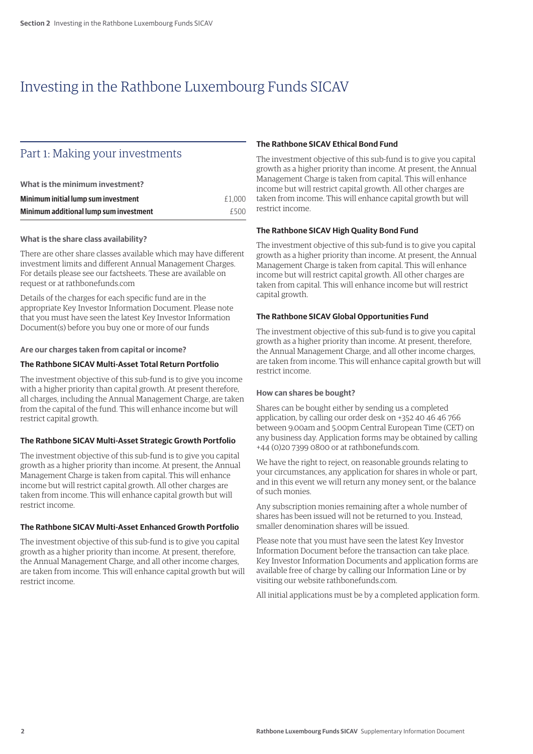# Investing in the Rathbone Luxembourg Funds SICAV

## Part 1: Making your investments

**What is the minimum investment?**

| | |
|---|---|
| **Minimum initial lump sum investment** | £1,000 |
| **Minimum additional lump sum investment** | £500 |

**What is the share class availability?**

There are other share classes available which may have different investment limits and different Annual Management Charges. For details please see our factsheets. These are available on request or at rathbonefunds.com

Details of the charges for each specific fund are in the appropriate Key Investor Information Document. Please note that you must have seen the latest Key Investor Information Document(s) before you buy one or more of our funds

**Are our charges taken from capital or income?**

**The Rathbone SICAV Multi-Asset Total Return Portfolio**

The investment objective of this sub-fund is to give you income with a higher priority than capital growth. At present therefore, all charges, including the Annual Management Charge, are taken from the capital of the fund. This will enhance income but will restrict capital growth.

**The Rathbone SICAV Multi-Asset Strategic Growth Portfolio**

The investment objective of this sub-fund is to give you capital growth as a higher priority than income. At present, the Annual Management Charge is taken from capital. This will enhance income but will restrict capital growth. All other charges are taken from income. This will enhance capital growth but will restrict income.

**The Rathbone SICAV Multi-Asset Enhanced Growth Portfolio**

The investment objective of this sub-fund is to give you capital growth as a higher priority than income. At present, therefore, the Annual Management Charge, and all other income charges, are taken from income. This will enhance capital growth but will restrict income.

**The Rathbone SICAV Ethical Bond Fund**

The investment objective of this sub-fund is to give you capital growth as a higher priority than income. At present, the Annual Management Charge is taken from capital. This will enhance income but will restrict capital growth. All other charges are taken from income. This will enhance capital growth but will restrict income.

**The Rathbone SICAV High Quality Bond Fund**

The investment objective of this sub-fund is to give you capital growth as a higher priority than income. At present, the Annual Management Charge is taken from capital. This will enhance income but will restrict capital growth. All other charges are taken from capital. This will enhance income but will restrict capital growth.

**The Rathbone SICAV Global Opportunities Fund**

The investment objective of this sub-fund is to give you capital growth as a higher priority than income. At present, therefore, the Annual Management Charge, and all other income charges, are taken from income. This will enhance capital growth but will restrict income.

**How can shares be bought?**

Shares can be bought either by sending us a completed application, by calling our order desk on +352 40 46 46 766 between 9.00am and 5.00pm Central European Time (CET) on any business day. Application forms may be obtained by calling +44 (0)20 7399 0800 or at rathbonefunds.com.

We have the right to reject, on reasonable grounds relating to your circumstances, any application for shares in whole or part, and in this event we will return any money sent, or the balance of such monies.

Any subscription monies remaining after a whole number of shares has been issued will not be returned to you. Instead, smaller denomination shares will be issued.

Please note that you must have seen the latest Key Investor Information Document before the transaction can take place. Key Investor Information Documents and application forms are available free of charge by calling our Information Line or by visiting our website rathbonefunds.com.

All initial applications must be by a completed application form.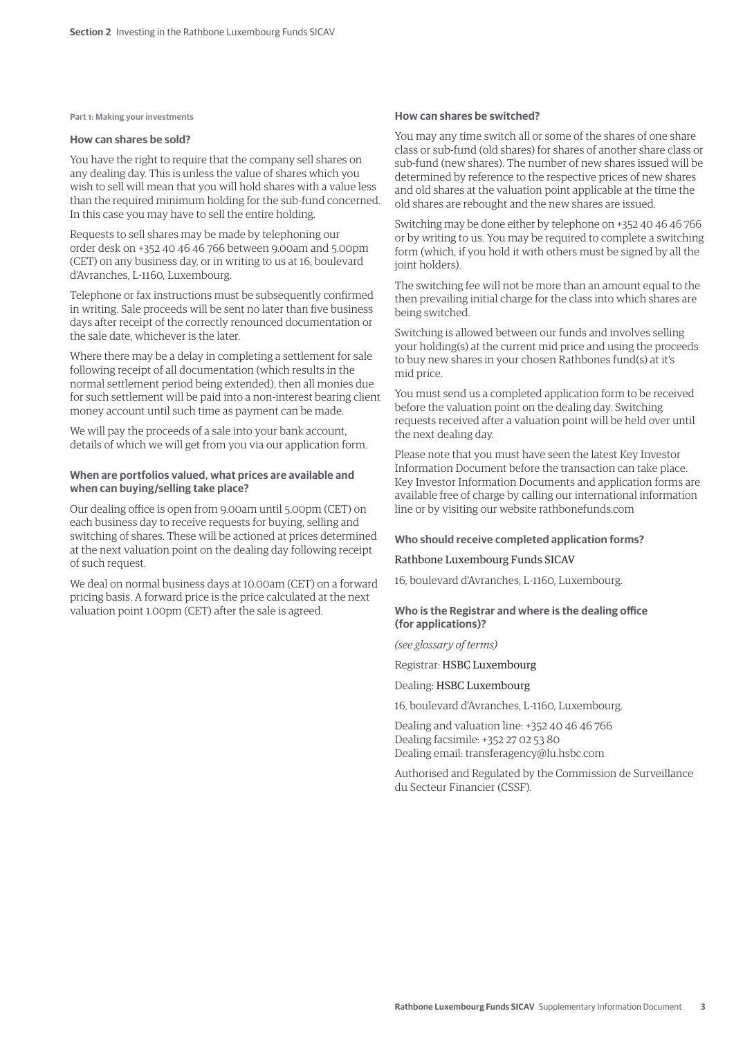Part 1: Making your investments

### How can shares be sold?

You have the right to require that the company sell shares on any dealing day. This is unless the value of shares which you wish to sell will mean that you will hold shares with a value less than the required minimum holding for the sub-fund concerned. In this case you may have to sell the entire holding.

Requests to sell shares may be made by telephoning our order desk on +352 40 46 46 766 between 9.00am and 5.00pm (CET) on any business day, or in writing to us at 16, boulevard d'Avranches, L-1160, Luxembourg.

Telephone or fax instructions must be subsequently confirmed in writing. Sale proceeds will be sent no later than five business days after receipt of the correctly renounced documentation or the sale date, whichever is the later.

Where there may be a delay in completing a settlement for sale following receipt of all documentation (which results in the normal settlement period being extended), then all monies due for such settlement will be paid into a non-interest bearing client money account until such time as payment can be made.

We will pay the proceeds of a sale into your bank account, details of which we will get from you via our application form.

### When are portfolios valued, what prices are available and when can buying/selling take place?

Our dealing office is open from 9.00am until 5.00pm (CET) on each business day to receive requests for buying, selling and switching of shares. These will be actioned at prices determined at the next valuation point on the dealing day following receipt of such request.

We deal on normal business days at 10.00am (CET) on a forward pricing basis. A forward price is the price calculated at the next valuation point 1.00pm (CET) after the sale is agreed.

### How can shares be switched?

You may any time switch all or some of the shares of one share class or sub-fund (old shares) for shares of another share class or sub-fund (new shares). The number of new shares issued will be determined by reference to the respective prices of new shares and old shares at the valuation point applicable at the time the old shares are rebought and the new shares are issued.

Switching may be done either by telephone on +352 40 46 46 766 or by writing to us. You may be required to complete a switching form (which, if you hold it with others must be signed by all the joint holders).

The switching fee will not be more than an amount equal to the then prevailing initial charge for the class into which shares are being switched.

Switching is allowed between our funds and involves selling your holding(s) at the current mid price and using the proceeds to buy new shares in your chosen Rathbones fund(s) at it's mid price.

You must send us a completed application form to be received before the valuation point on the dealing day. Switching requests received after a valuation point will be held over until the next dealing day.

Please note that you must have seen the latest Key Investor Information Document before the transaction can take place. Key Investor Information Documents and application forms are available free of charge by calling our international information line or by visiting our website rathbonefunds.com

### Who should receive completed application forms?

Rathbone Luxembourg Funds SICAV

16, boulevard d'Avranches, L-1160, Luxembourg.

### Who is the Registrar and where is the dealing office (for applications)?

*(see glossary of terms)*

Registrar: HSBC Luxembourg

Dealing: HSBC Luxembourg

16, boulevard d'Avranches, L-1160, Luxembourg.

Dealing and valuation line: +352 40 46 46 766
Dealing facsimile: +352 27 02 53 80
Dealing email: transferagency@lu.hsbc.com

Authorised and Regulated by the Commission de Surveillance du Secteur Financier (CSSF).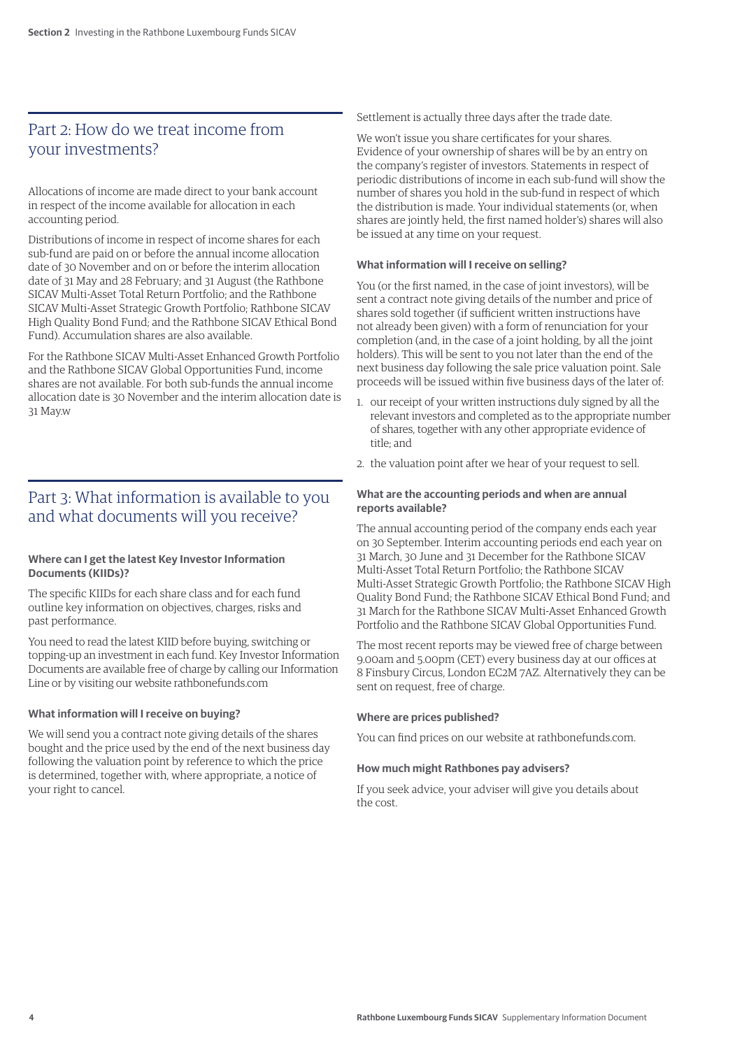## Part 2: How do we treat income from your investments?

Allocations of income are made direct to your bank account in respect of the income available for allocation in each accounting period.

Distributions of income in respect of income shares for each sub-fund are paid on or before the annual income allocation date of 30 November and on or before the interim allocation date of 31 May and 28 February; and 31 August (the Rathbone SICAV Multi-Asset Total Return Portfolio; and the Rathbone SICAV Multi-Asset Strategic Growth Portfolio; Rathbone SICAV High Quality Bond Fund; and the Rathbone SICAV Ethical Bond Fund). Accumulation shares are also available.

For the Rathbone SICAV Multi-Asset Enhanced Growth Portfolio and the Rathbone SICAV Global Opportunities Fund, income shares are not available. For both sub-funds the annual income allocation date is 30 November and the interim allocation date is 31 May.w

## Part 3: What information is available to you and what documents will you receive?

#### Where can I get the latest Key Investor Information Documents (KIIDs)?

The specific KIIDs for each share class and for each fund outline key information on objectives, charges, risks and past performance.

You need to read the latest KIID before buying, switching or topping-up an investment in each fund. Key Investor Information Documents are available free of charge by calling our Information Line or by visiting our website rathbonefunds.com

#### What information will I receive on buying?

We will send you a contract note giving details of the shares bought and the price used by the end of the next business day following the valuation point by reference to which the price is determined, together with, where appropriate, a notice of your right to cancel.

Settlement is actually three days after the trade date.

We won't issue you share certificates for your shares. Evidence of your ownership of shares will be by an entry on the company's register of investors. Statements in respect of periodic distributions of income in each sub-fund will show the number of shares you hold in the sub-fund in respect of which the distribution is made. Your individual statements (or, when shares are jointly held, the first named holder's) shares will also be issued at any time on your request.

#### What information will I receive on selling?

You (or the first named, in the case of joint investors), will be sent a contract note giving details of the number and price of shares sold together (if sufficient written instructions have not already been given) with a form of renunciation for your completion (and, in the case of a joint holding, by all the joint holders). This will be sent to you not later than the end of the next business day following the sale price valuation point. Sale proceeds will be issued within five business days of the later of:

1. our receipt of your written instructions duly signed by all the relevant investors and completed as to the appropriate number of shares, together with any other appropriate evidence of title; and
2. the valuation point after we hear of your request to sell.

#### What are the accounting periods and when are annual reports available?

The annual accounting period of the company ends each year on 30 September. Interim accounting periods end each year on 31 March, 30 June and 31 December for the Rathbone SICAV Multi-Asset Total Return Portfolio; the Rathbone SICAV Multi-Asset Strategic Growth Portfolio; the Rathbone SICAV High Quality Bond Fund; the Rathbone SICAV Ethical Bond Fund; and 31 March for the Rathbone SICAV Multi-Asset Enhanced Growth Portfolio and the Rathbone SICAV Global Opportunities Fund.

The most recent reports may be viewed free of charge between 9.00am and 5.00pm (CET) every business day at our offices at 8 Finsbury Circus, London EC2M 7AZ. Alternatively they can be sent on request, free of charge.

#### Where are prices published?

You can find prices on our website at rathbonefunds.com.

#### How much might Rathbones pay advisers?

If you seek advice, your adviser will give you details about the cost.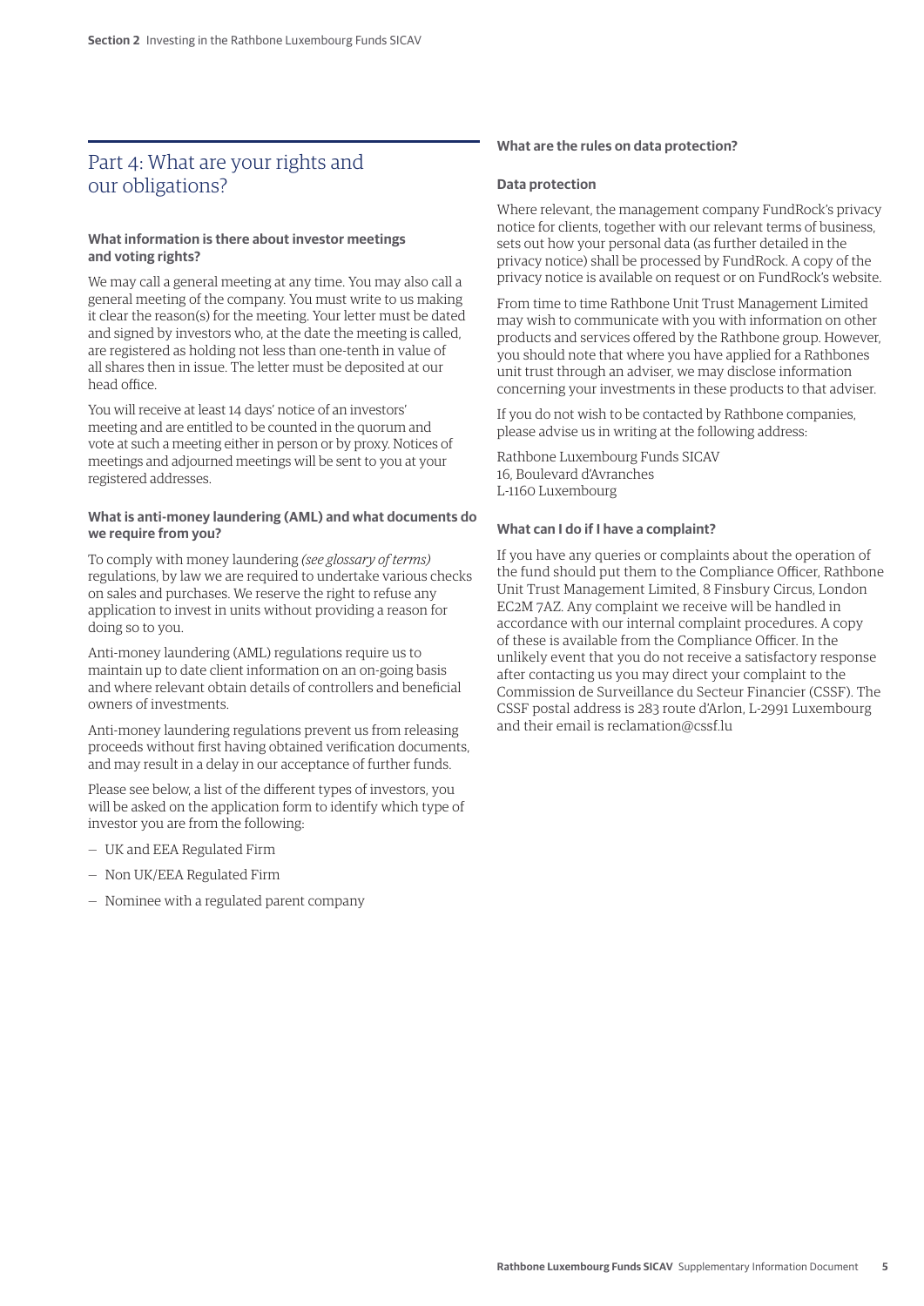## Part 4: What are your rights and our obligations?

### What information is there about investor meetings and voting rights?

We may call a general meeting at any time. You may also call a general meeting of the company. You must write to us making it clear the reason(s) for the meeting. Your letter must be dated and signed by investors who, at the date the meeting is called, are registered as holding not less than one-tenth in value of all shares then in issue. The letter must be deposited at our head office.

You will receive at least 14 days' notice of an investors' meeting and are entitled to be counted in the quorum and vote at such a meeting either in person or by proxy. Notices of meetings and adjourned meetings will be sent to you at your registered addresses.

### What is anti-money laundering (AML) and what documents do we require from you?

To comply with money laundering *(see glossary of terms)* regulations, by law we are required to undertake various checks on sales and purchases. We reserve the right to refuse any application to invest in units without providing a reason for doing so to you.

Anti-money laundering (AML) regulations require us to maintain up to date client information on an on-going basis and where relevant obtain details of controllers and beneficial owners of investments.

Anti-money laundering regulations prevent us from releasing proceeds without first having obtained verification documents, and may result in a delay in our acceptance of further funds.

Please see below, a list of the different types of investors, you will be asked on the application form to identify which type of investor you are from the following:

- UK and EEA Regulated Firm
- Non UK/EEA Regulated Firm
- Nominee with a regulated parent company

### What are the rules on data protection?

**Data protection**

Where relevant, the management company FundRock's privacy notice for clients, together with our relevant terms of business, sets out how your personal data (as further detailed in the privacy notice) shall be processed by FundRock. A copy of the privacy notice is available on request or on FundRock's website.

From time to time Rathbone Unit Trust Management Limited may wish to communicate with you with information on other products and services offered by the Rathbone group. However, you should note that where you have applied for a Rathbones unit trust through an adviser, we may disclose information concerning your investments in these products to that adviser.

If you do not wish to be contacted by Rathbone companies, please advise us in writing at the following address:

Rathbone Luxembourg Funds SICAV
16, Boulevard d'Avranches
L-1160 Luxembourg

### What can I do if I have a complaint?

If you have any queries or complaints about the operation of the fund should put them to the Compliance Officer, Rathbone Unit Trust Management Limited, 8 Finsbury Circus, London EC2M 7AZ. Any complaint we receive will be handled in accordance with our internal complaint procedures. A copy of these is available from the Compliance Officer. In the unlikely event that you do not receive a satisfactory response after contacting us you may direct your complaint to the Commission de Surveillance du Secteur Financier (CSSF). The CSSF postal address is 283 route d'Arlon, L-2991 Luxembourg and their email is reclamation@cssf.lu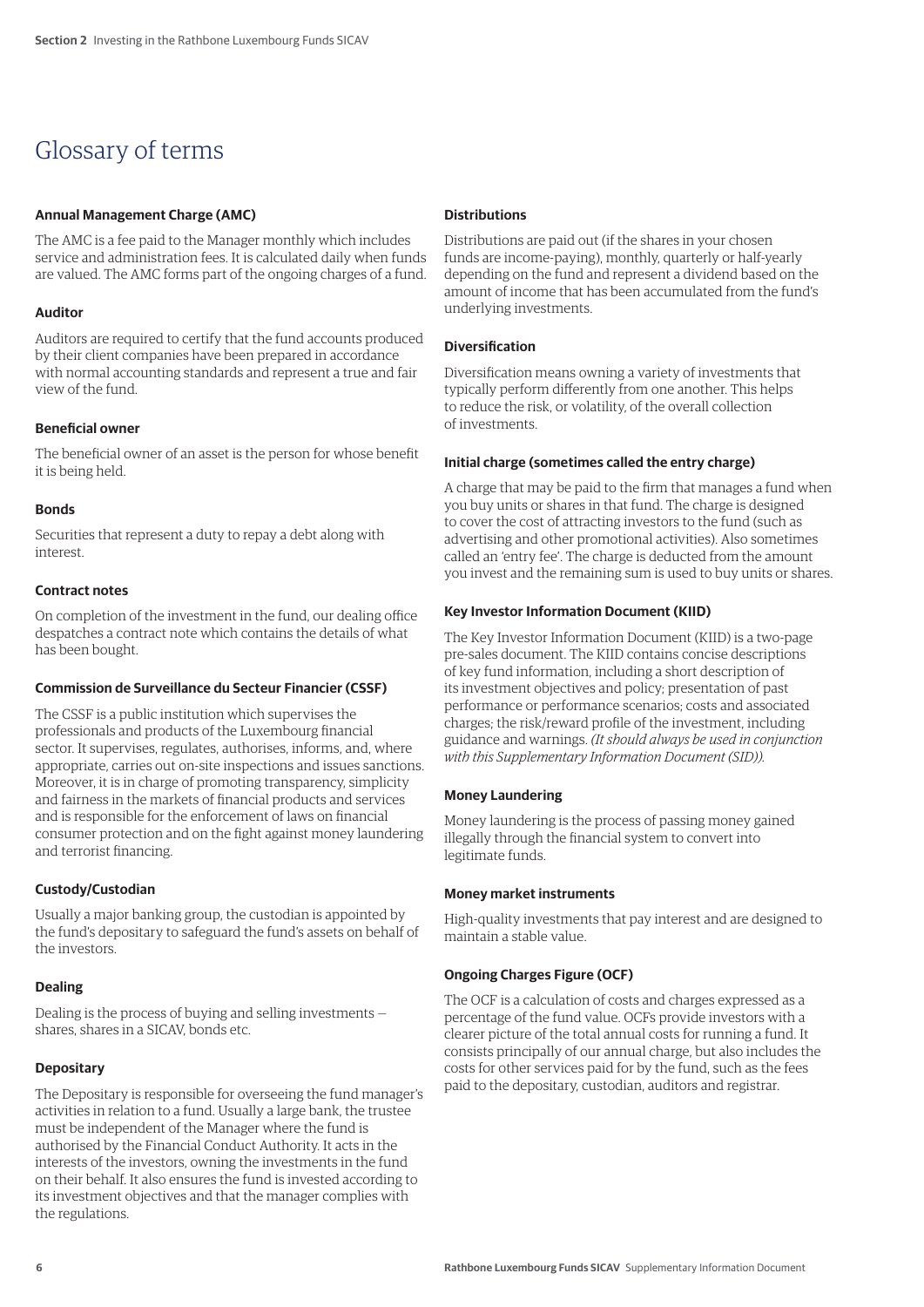# Glossary of terms

**Annual Management Charge (AMC)**

The AMC is a fee paid to the Manager monthly which includes service and administration fees. It is calculated daily when funds are valued. The AMC forms part of the ongoing charges of a fund.

**Auditor**

Auditors are required to certify that the fund accounts produced by their client companies have been prepared in accordance with normal accounting standards and represent a true and fair view of the fund.

**Beneficial owner**

The beneficial owner of an asset is the person for whose benefit it is being held.

**Bonds**

Securities that represent a duty to repay a debt along with interest.

**Contract notes**

On completion of the investment in the fund, our dealing office despatches a contract note which contains the details of what has been bought.

**Commission de Surveillance du Secteur Financier (CSSF)**

The CSSF is a public institution which supervises the professionals and products of the Luxembourg financial sector. It supervises, regulates, authorises, informs, and, where appropriate, carries out on-site inspections and issues sanctions. Moreover, it is in charge of promoting transparency, simplicity and fairness in the markets of financial products and services and is responsible for the enforcement of laws on financial consumer protection and on the fight against money laundering and terrorist financing.

**Custody/Custodian**

Usually a major banking group, the custodian is appointed by the fund's depositary to safeguard the fund's assets on behalf of the investors.

**Dealing**

Dealing is the process of buying and selling investments – shares, shares in a SICAV, bonds etc.

**Depositary**

The Depositary is responsible for overseeing the fund manager's activities in relation to a fund. Usually a large bank, the trustee must be independent of the Manager where the fund is authorised by the Financial Conduct Authority. It acts in the interests of the investors, owning the investments in the fund on their behalf. It also ensures the fund is invested according to its investment objectives and that the manager complies with the regulations.

**Distributions**

Distributions are paid out (if the shares in your chosen funds are income-paying), monthly, quarterly or half-yearly depending on the fund and represent a dividend based on the amount of income that has been accumulated from the fund's underlying investments.

**Diversification**

Diversification means owning a variety of investments that typically perform differently from one another. This helps to reduce the risk, or volatility, of the overall collection of investments.

**Initial charge (sometimes called the entry charge)**

A charge that may be paid to the firm that manages a fund when you buy units or shares in that fund. The charge is designed to cover the cost of attracting investors to the fund (such as advertising and other promotional activities). Also sometimes called an 'entry fee'. The charge is deducted from the amount you invest and the remaining sum is used to buy units or shares.

**Key Investor Information Document (KIID)**

The Key Investor Information Document (KIID) is a two-page pre-sales document. The KIID contains concise descriptions of key fund information, including a short description of its investment objectives and policy; presentation of past performance or performance scenarios; costs and associated charges; the risk/reward profile of the investment, including guidance and warnings. *(It should always be used in conjunction with this Supplementary Information Document (SID)).*

**Money Laundering**

Money laundering is the process of passing money gained illegally through the financial system to convert into legitimate funds.

**Money market instruments**

High-quality investments that pay interest and are designed to maintain a stable value.

**Ongoing Charges Figure (OCF)**

The OCF is a calculation of costs and charges expressed as a percentage of the fund value. OCFs provide investors with a clearer picture of the total annual costs for running a fund. It consists principally of our annual charge, but also includes the costs for other services paid for by the fund, such as the fees paid to the depositary, custodian, auditors and registrar.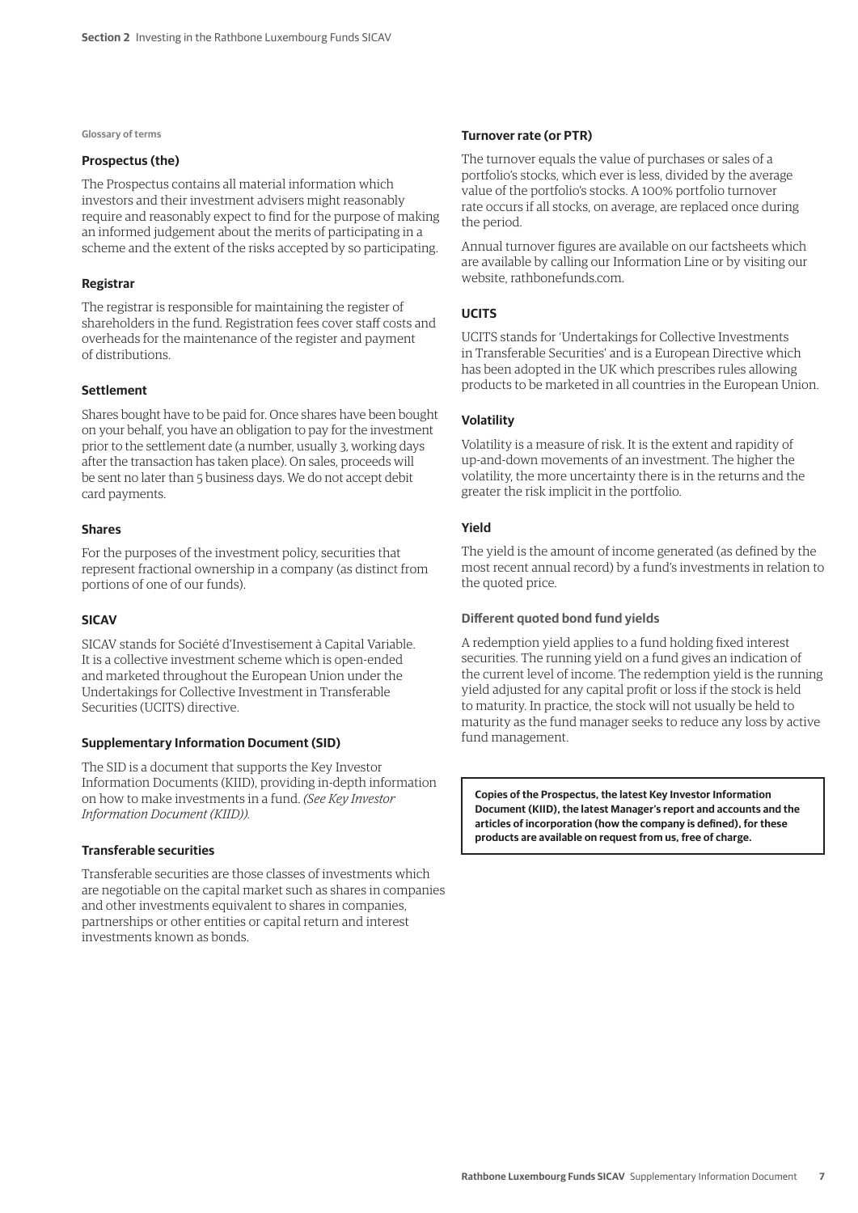Glossary of terms

### Prospectus (the)

The Prospectus contains all material information which investors and their investment advisers might reasonably require and reasonably expect to find for the purpose of making an informed judgement about the merits of participating in a scheme and the extent of the risks accepted by so participating.

### Registrar

The registrar is responsible for maintaining the register of shareholders in the fund. Registration fees cover staff costs and overheads for the maintenance of the register and payment of distributions.

### Settlement

Shares bought have to be paid for. Once shares have been bought on your behalf, you have an obligation to pay for the investment prior to the settlement date (a number, usually 3, working days after the transaction has taken place). On sales, proceeds will be sent no later than 5 business days. We do not accept debit card payments.

### Shares

For the purposes of the investment policy, securities that represent fractional ownership in a company (as distinct from portions of one of our funds).

### SICAV

SICAV stands for Société d'Investisement à Capital Variable. It is a collective investment scheme which is open-ended and marketed throughout the European Union under the Undertakings for Collective Investment in Transferable Securities (UCITS) directive.

### Supplementary Information Document (SID)

The SID is a document that supports the Key Investor Information Documents (KIID), providing in-depth information on how to make investments in a fund. *(See Key Investor Information Document (KIID)).*

### Transferable securities

Transferable securities are those classes of investments which are negotiable on the capital market such as shares in companies and other investments equivalent to shares in companies, partnerships or other entities or capital return and interest investments known as bonds.

### Turnover rate (or PTR)

The turnover equals the value of purchases or sales of a portfolio's stocks, which ever is less, divided by the average value of the portfolio's stocks. A 100% portfolio turnover rate occurs if all stocks, on average, are replaced once during the period.

Annual turnover figures are available on our factsheets which are available by calling our Information Line or by visiting our website, rathbonefunds.com.

### UCITS

UCITS stands for 'Undertakings for Collective Investments in Transferable Securities' and is a European Directive which has been adopted in the UK which prescribes rules allowing products to be marketed in all countries in the European Union.

### Volatility

Volatility is a measure of risk. It is the extent and rapidity of up-and-down movements of an investment. The higher the volatility, the more uncertainty there is in the returns and the greater the risk implicit in the portfolio.

### Yield

The yield is the amount of income generated (as defined by the most recent annual record) by a fund's investments in relation to the quoted price.

#### Different quoted bond fund yields

A redemption yield applies to a fund holding fixed interest securities. The running yield on a fund gives an indication of the current level of income. The redemption yield is the running yield adjusted for any capital profit or loss if the stock is held to maturity. In practice, the stock will not usually be held to maturity as the fund manager seeks to reduce any loss by active fund management.

**Copies of the Prospectus, the latest Key Investor Information Document (KIID), the latest Manager's report and accounts and the articles of incorporation (how the company is defined), for these products are available on request from us, free of charge.**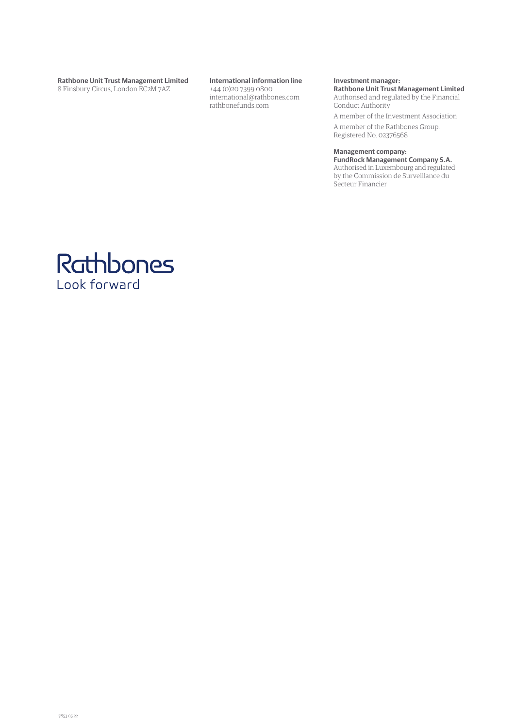**Rathbone Unit Trust Management Limited**
8 Finsbury Circus, London EC2M 7AZ

**International information line**
+44 (0)20 7399 0800
international@rathbones.com
rathbonefunds.com

**Investment manager:**
**Rathbone Unit Trust Management Limited**
Authorised and regulated by the Financial Conduct Authority

A member of the Investment Association

A member of the Rathbones Group.
Registered No. 02376568

**Management company:**
**FundRock Management Company S.A.**
Authorised in Luxembourg and regulated by the Commission de Surveillance du Secteur Financier

Rathbones
Look forward

7853.05.22